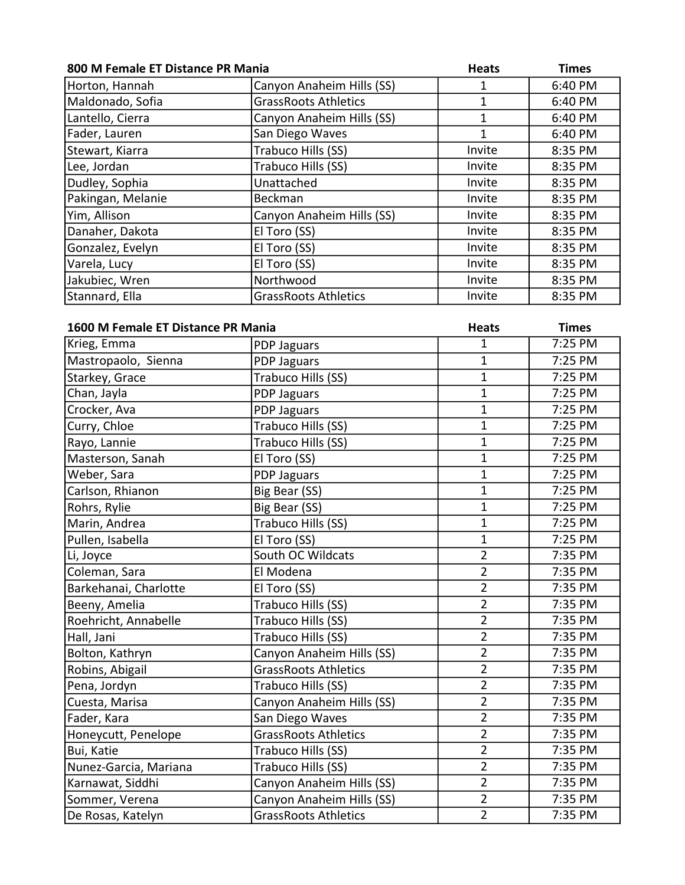| 800 M Female ET Distance PR Mania | | Heats | Times |
|---|---|---|---|
| Horton, Hannah | Canyon Anaheim Hills (SS) | 1 | 6:40 PM |
| Maldonado, Sofia | GrassRoots Athletics | 1 | 6:40 PM |
| Lantello, Cierra | Canyon Anaheim Hills (SS) | 1 | 6:40 PM |
| Fader, Lauren | San Diego Waves | 1 | 6:40 PM |
| Stewart, Kiarra | Trabuco Hills (SS) | Invite | 8:35 PM |
| Lee, Jordan | Trabuco Hills (SS) | Invite | 8:35 PM |
| Dudley, Sophia | Unattached | Invite | 8:35 PM |
| Pakingan, Melanie | Beckman | Invite | 8:35 PM |
| Yim, Allison | Canyon Anaheim Hills (SS) | Invite | 8:35 PM |
| Danaher, Dakota | El Toro (SS) | Invite | 8:35 PM |
| Gonzalez, Evelyn | El Toro (SS) | Invite | 8:35 PM |
| Varela, Lucy | El Toro (SS) | Invite | 8:35 PM |
| Jakubiec, Wren | Northwood | Invite | 8:35 PM |
| Stannard, Ella | GrassRoots Athletics | Invite | 8:35 PM |

| 1600 M Female ET Distance PR Mania | | Heats | Times |
|---|---|---|---|
| Krieg, Emma | PDP Jaguars | 1 | 7:25 PM |
| Mastropaolo, Sienna | PDP Jaguars | 1 | 7:25 PM |
| Starkey, Grace | Trabuco Hills (SS) | 1 | 7:25 PM |
| Chan, Jayla | PDP Jaguars | 1 | 7:25 PM |
| Crocker, Ava | PDP Jaguars | 1 | 7:25 PM |
| Curry, Chloe | Trabuco Hills (SS) | 1 | 7:25 PM |
| Rayo, Lannie | Trabuco Hills (SS) | 1 | 7:25 PM |
| Masterson, Sanah | El Toro (SS) | 1 | 7:25 PM |
| Weber, Sara | PDP Jaguars | 1 | 7:25 PM |
| Carlson, Rhianon | Big Bear (SS) | 1 | 7:25 PM |
| Rohrs, Rylie | Big Bear (SS) | 1 | 7:25 PM |
| Marin, Andrea | Trabuco Hills (SS) | 1 | 7:25 PM |
| Pullen, Isabella | El Toro (SS) | 1 | 7:25 PM |
| Li, Joyce | South OC Wildcats | 2 | 7:35 PM |
| Coleman, Sara | El Modena | 2 | 7:35 PM |
| Barkehanai, Charlotte | El Toro (SS) | 2 | 7:35 PM |
| Beeny, Amelia | Trabuco Hills (SS) | 2 | 7:35 PM |
| Roehricht, Annabelle | Trabuco Hills (SS) | 2 | 7:35 PM |
| Hall, Jani | Trabuco Hills (SS) | 2 | 7:35 PM |
| Bolton, Kathryn | Canyon Anaheim Hills (SS) | 2 | 7:35 PM |
| Robins, Abigail | GrassRoots Athletics | 2 | 7:35 PM |
| Pena, Jordyn | Trabuco Hills (SS) | 2 | 7:35 PM |
| Cuesta, Marisa | Canyon Anaheim Hills (SS) | 2 | 7:35 PM |
| Fader, Kara | San Diego Waves | 2 | 7:35 PM |
| Honeycutt, Penelope | GrassRoots Athletics | 2 | 7:35 PM |
| Bui, Katie | Trabuco Hills (SS) | 2 | 7:35 PM |
| Nunez-Garcia, Mariana | Trabuco Hills (SS) | 2 | 7:35 PM |
| Karnawat, Siddhi | Canyon Anaheim Hills (SS) | 2 | 7:35 PM |
| Sommer, Verena | Canyon Anaheim Hills (SS) | 2 | 7:35 PM |
| De Rosas, Katelyn | GrassRoots Athletics | 2 | 7:35 PM |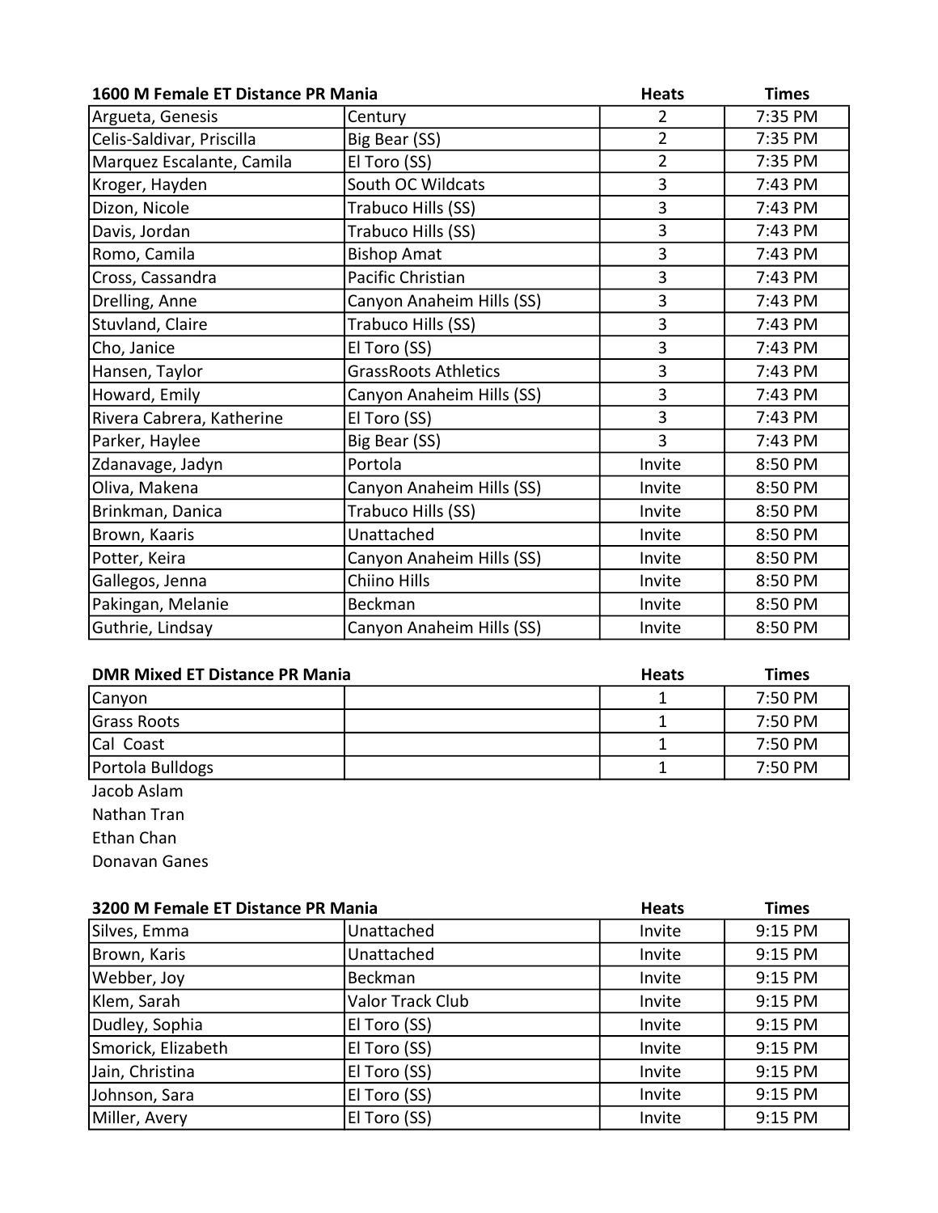| 1600 M Female ET Distance PR Mania | | Heats | Times |
|---|---|---|---|
| Argueta, Genesis | Century | 2 | 7:35 PM |
| Celis-Saldivar, Priscilla | Big Bear (SS) | 2 | 7:35 PM |
| Marquez Escalante, Camila | El Toro (SS) | 2 | 7:35 PM |
| Kroger, Hayden | South OC Wildcats | 3 | 7:43 PM |
| Dizon, Nicole | Trabuco Hills (SS) | 3 | 7:43 PM |
| Davis, Jordan | Trabuco Hills (SS) | 3 | 7:43 PM |
| Romo, Camila | Bishop Amat | 3 | 7:43 PM |
| Cross, Cassandra | Pacific Christian | 3 | 7:43 PM |
| Drelling, Anne | Canyon Anaheim Hills (SS) | 3 | 7:43 PM |
| Stuvland, Claire | Trabuco Hills (SS) | 3 | 7:43 PM |
| Cho, Janice | El Toro (SS) | 3 | 7:43 PM |
| Hansen, Taylor | GrassRoots Athletics | 3 | 7:43 PM |
| Howard, Emily | Canyon Anaheim Hills (SS) | 3 | 7:43 PM |
| Rivera Cabrera, Katherine | El Toro (SS) | 3 | 7:43 PM |
| Parker, Haylee | Big Bear (SS) | 3 | 7:43 PM |
| Zdanavage, Jadyn | Portola | Invite | 8:50 PM |
| Oliva, Makena | Canyon Anaheim Hills (SS) | Invite | 8:50 PM |
| Brinkman, Danica | Trabuco Hills (SS) | Invite | 8:50 PM |
| Brown, Kaaris | Unattached | Invite | 8:50 PM |
| Potter, Keira | Canyon Anaheim Hills (SS) | Invite | 8:50 PM |
| Gallegos, Jenna | Chiino Hills | Invite | 8:50 PM |
| Pakingan, Melanie | Beckman | Invite | 8:50 PM |
| Guthrie, Lindsay | Canyon Anaheim Hills (SS) | Invite | 8:50 PM |

| DMR Mixed ET Distance PR Mania | | Heats | Times |
|---|---|---|---|
| Canyon | | 1 | 7:50 PM |
| Grass Roots | | 1 | 7:50 PM |
| Cal Coast | | 1 | 7:50 PM |
| Portola Bulldogs | | 1 | 7:50 PM |

Jacob Aslam
Nathan Tran
Ethan Chan
Donavan Ganes

| 3200 M Female ET Distance PR Mania | | Heats | Times |
|---|---|---|---|
| Silves, Emma | Unattached | Invite | 9:15 PM |
| Brown, Karis | Unattached | Invite | 9:15 PM |
| Webber, Joy | Beckman | Invite | 9:15 PM |
| Klem, Sarah | Valor Track Club | Invite | 9:15 PM |
| Dudley, Sophia | El Toro (SS) | Invite | 9:15 PM |
| Smorick, Elizabeth | El Toro (SS) | Invite | 9:15 PM |
| Jain, Christina | El Toro (SS) | Invite | 9:15 PM |
| Johnson, Sara | El Toro (SS) | Invite | 9:15 PM |
| Miller, Avery | El Toro (SS) | Invite | 9:15 PM |